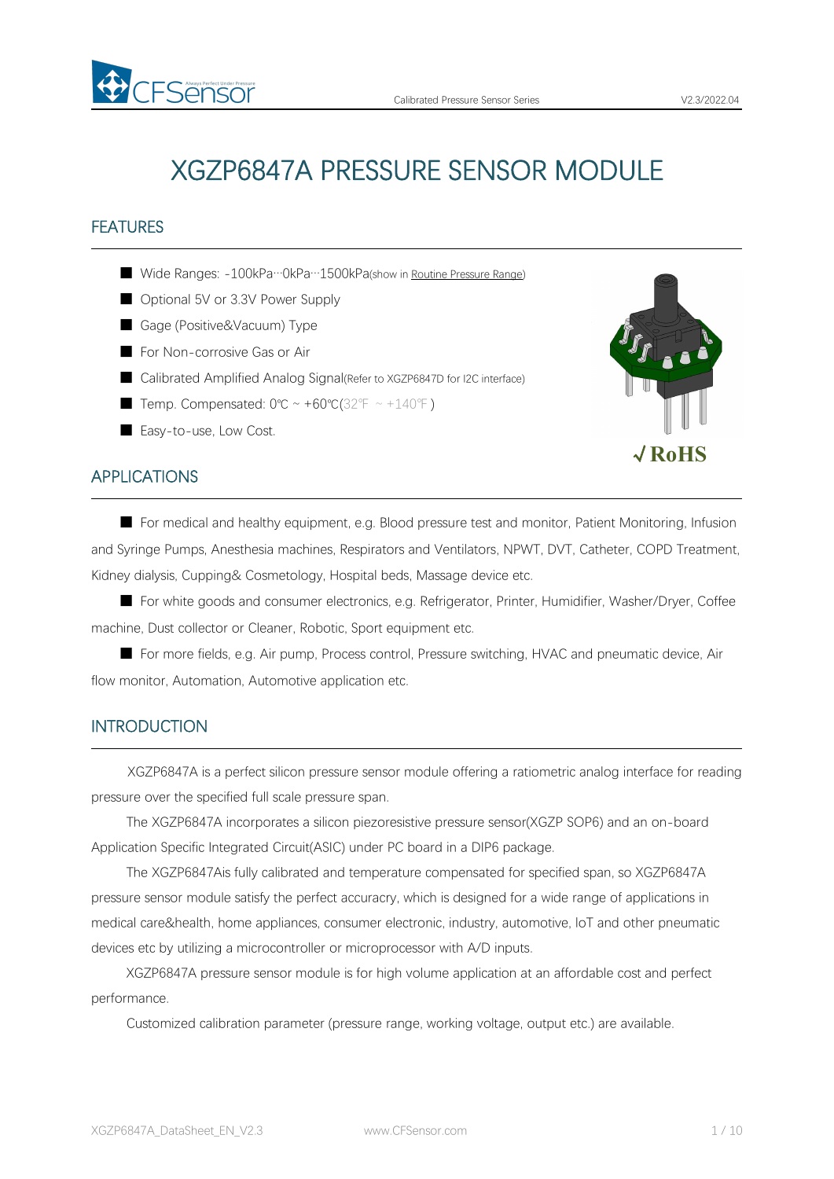# XGZP6847A PRESSURE SENSOR MODULE

## FEATURES

- Wide Ranges: -100kPa···0kPa···1500kPa(show in Routine Pressure Range)
- Optional 5V or 3.3V Power Supply
- Gage (Positive&Vacuum) Type
- For Non-corrosive Gas or Air
- Calibrated Amplified Analog Signal(Refer to XGZP6847D for I2C interface)
- Temp. Compensated: 0℃ ~ +60℃(32℉ ~ +140℉)
- Easy-to-use, Low Cost.

√RoHS

## APPLICATIONS

- For medical and healthy equipment, e.g. Blood pressure test and monitor, Patient Monitoring, Infusion and Syringe Pumps, Anesthesia machines, Respirators and Ventilators, NPWT, DVT, Catheter, COPD Treatment, Kidney dialysis, Cupping& Cosmetology, Hospital beds, Massage device etc.
- For white goods and consumer electronics, e.g. Refrigerator, Printer, Humidifier, Washer/Dryer, Coffee machine, Dust collector or Cleaner, Robotic, Sport equipment etc.
- For more fields, e.g. Air pump, Process control, Pressure switching, HVAC and pneumatic device, Air flow monitor, Automation, Automotive application etc.

## INTRODUCTION

XGZP6847A is a perfect silicon pressure sensor module offering a ratiometric analog interface for reading pressure over the specified full scale pressure span.

The XGZP6847A incorporates a silicon piezoresistive pressure sensor(XGZP SOP6) and an on-board Application Specific Integrated Circuit(ASIC) under PC board in a DIP6 package.

The XGZP6847Ais fully calibrated and temperature compensated for specified span, so XGZP6847A pressure sensor module satisfy the perfect accuracy, which is designed for a wide range of applications in medical care&health, home appliances, consumer electronic, industry, automotive, IoT and other pneumatic devices etc by utilizing a microcontroller or microprocessor with A/D inputs.

XGZP6847A pressure sensor module is for high volume application at an affordable cost and perfect performance.

Customized calibration parameter (pressure range, working voltage, output etc.) are available.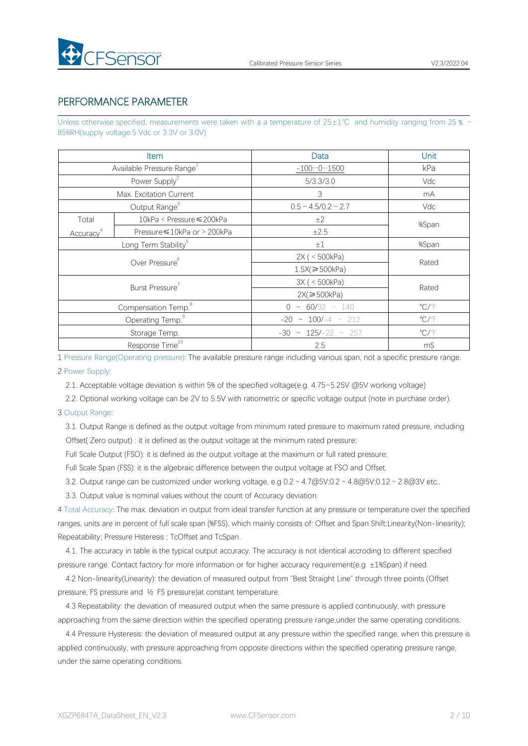## PERFORMANCE PARAMETER

Unless otherwise specified, measurements were taken with a a temperature of 25±1℃ and humidity ranging from 25 % ~ 85%RH(supply voltage:5 Vdc or 3.3V or 3.0V)

| Item | | Data | Unit |
|---|---|---|---|
| Available Pressure Range[1] | | -100···0···1500 | kPa |
| Power Supply[2] | | 5/3.3/3.0 | Vdc |
| Max. Excitation Current | | 3 | mA |
| Output Range[3] | | 0.5 ~ 4.5/0.2 ~ 2.7 | Vdc |
| Total Accuracy[4] | 10kPa < Pressure≤200kPa | ±2 | %Span |
| | Pressure≤10kPa or > 200kPa | ±2.5 | |
| Long Term Stability[5] | | ±1 | %Span |
| Over Pressure[6] | | 2X ( < 500kPa) | Rated |
| | | 1.5X(≥500kPa) | |
| Burst Pressure[7] | | 3X ( < 500kPa) | Rated |
| | | 2X(≥500kPa) | |
| Compensation Temp.[8] | | 0 ~ 60/32 ~ 140 | ℃/℉ |
| Operating Temp.[9] | | -20 ~ 100/-4 ~ 212 | ℃/℉ |
| Storage Temp. | | -30 ~ 125/-22 ~ 257 | ℃/℉ |
| Response Time[10] | | 2.5 | mS |

1 Pressure Range(Operating pressure): The available pressure range including various span, not a specific pressure range.

2 Power Supply:

2.1. Acceptable voltage deviation is within 5% of the specified voltage(e.g. 4.75~5.25V @5V working voltage)

2.2. Optional working voltage can be 2V to 5.5V with ratiometric or specific voltage output (note in purchase order).

3 Output Range:

3.1. Output Range is defined as the output voltage from minimum rated pressure to maximum rated pressure, including Offset( Zero output) : it is defined as the output voltage at the minimum rated pressure;

Full Scale Output (FSO): it is defined as the output voltage at the maximum or full rated pressure;

Full Scale Span (FSS): it is the algebraic difference between the output voltage at FSO and Offset.

3.2. Output range can be customized under working voltage, e.g 0.2 ~ 4.7@5V;0.2 ~ 4.8@5V;0.12 ~ 2.8@3V etc,.

3.3. Output value is nominal values without the count of Accuracy deviation.

4 Total Accuracy: The max. deviation in output from ideal transfer function at any pressure or temperature over the specified ranges, units are in percent of full scale span (%FSS), which mainly consists of: Offset and Span Shift;Linearity(Non-linearity); Repeatability; Pressure Hsteresis ; TcOffset and TcSpan.

4.1. The accuracy in table is the typical output accuracy. The accuracy is not identical accroding to different specified pressure range. Contact factory for more information or for higher accuracy requirement(e.g ±1%Span) if need.

4.2 Non-linearity(Linearity): the deviation of measured output from "Best Straight Line" through three points (Offset pressure, FS pressure and ½ FS pressure)at constant temperature.

4.3 Repeatability: the deviation of measured output when the same pressure is applied continuously, with pressure approaching from the same direction within the specified operating pressure range,under the same operating conditions.

4.4 Pressure Hysteresis: the deviation of measured output at any pressure within the specified range, when this pressure is applied continuously, with pressure approaching from opposite directions within the specified operating pressure range, under the same operating conditions.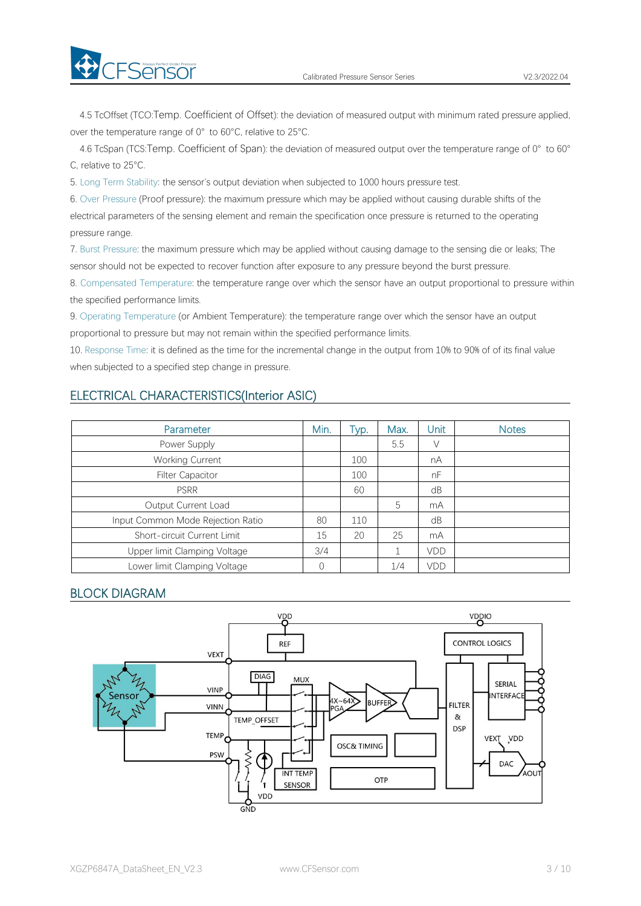4.5 TcOffset (TCO:Temp. Coefficient of Offset): the deviation of measured output with minimum rated pressure applied, over the temperature range of 0° to 60°C, relative to 25°C.

4.6 TcSpan (TCS:Temp. Coefficient of Span): the deviation of measured output over the temperature range of 0° to 60°C, relative to 25°C.

5. Long Term Stability: the sensor's output deviation when subjected to 1000 hours pressure test.

6. Over Pressure (Proof pressure): the maximum pressure which may be applied without causing durable shifts of the electrical parameters of the sensing element and remain the specification once pressure is returned to the operating pressure range.

7. Burst Pressure: the maximum pressure which may be applied without causing damage to the sensing die or leaks; The sensor should not be expected to recover function after exposure to any pressure beyond the burst pressure.

8. Compensated Temperature: the temperature range over which the sensor have an output proportional to pressure within the specified performance limits.

9. Operating Temperature (or Ambient Temperature): the temperature range over which the sensor have an output proportional to pressure but may not remain within the specified performance limits.

10. Response Time: it is defined as the time for the incremental change in the output from 10% to 90% of of its final value when subjected to a specified step change in pressure.

## ELECTRICAL CHARACTERISTICS(Interior ASIC)

| Parameter | Min. | Typ. | Max. | Unit | Notes |
|---|---|---|---|---|---|
| Power Supply | | | 5.5 | V | |
| Working Current | | 100 | | nA | |
| Filter Capacitor | | 100 | | nF | |
| PSRR | | 60 | | dB | |
| Output Current Load | | | 5 | mA | |
| Input Common Mode Rejection Ratio | 80 | 110 | | dB | |
| Short-circuit Current Limit | 15 | 20 | 25 | mA | |
| Upper limit Clamping Voltage | 3/4 | | 1 | VDD | |
| Lower limit Clamping Voltage | 0 | | 1/4 | VDD | |

## BLOCK DIAGRAM

VDD, VDDIO, REF, CONTROL LOGICS, VEXT, DIAG, MUX, VINP, VINN, Sensor, 4X~64X PGA, BUFFER, FILTER & DSP, SERIAL INTERFACE, TEMP_OFFSET, TEMP, OSC& TIMING, VEXT, VDD, DAC, AOUT, PSW, INT TEMP SENSOR, OTP, VDD, GND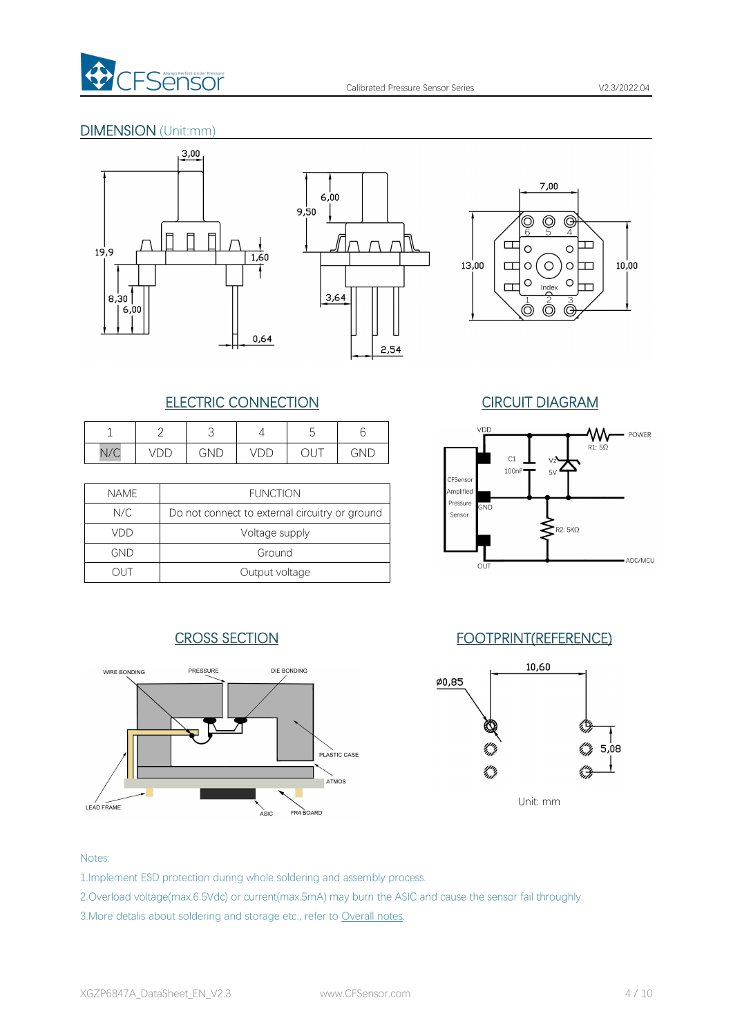## DIMENSION (Unit:mm)

## ELECTRIC CONNECTION

| 1 | 2 | 3 | 4 | 5 | 6 |
|---|---|---|---|---|---|
| N/C | VDD | GND | VDD | OUT | GND |

| NAME | FUNCTION |
|---|---|
| N/C | Do not connect to external circuitry or ground |
| VDD | Voltage supply |
| GND | Ground |
| OUT | Output voltage |

## CIRCUIT DIAGRAM

## CROSS SECTION

## FOOTPRINT(REFERENCE)

Notes:

1. Implement ESD protection during whole soldering and assembly process.
2. Overload voltage(max.6.5Vdc) or current(max.5mA) may burn the ASIC and cause the sensor fail throughly.
3. More detalis about soldering and storage etc., refer to Overall notes.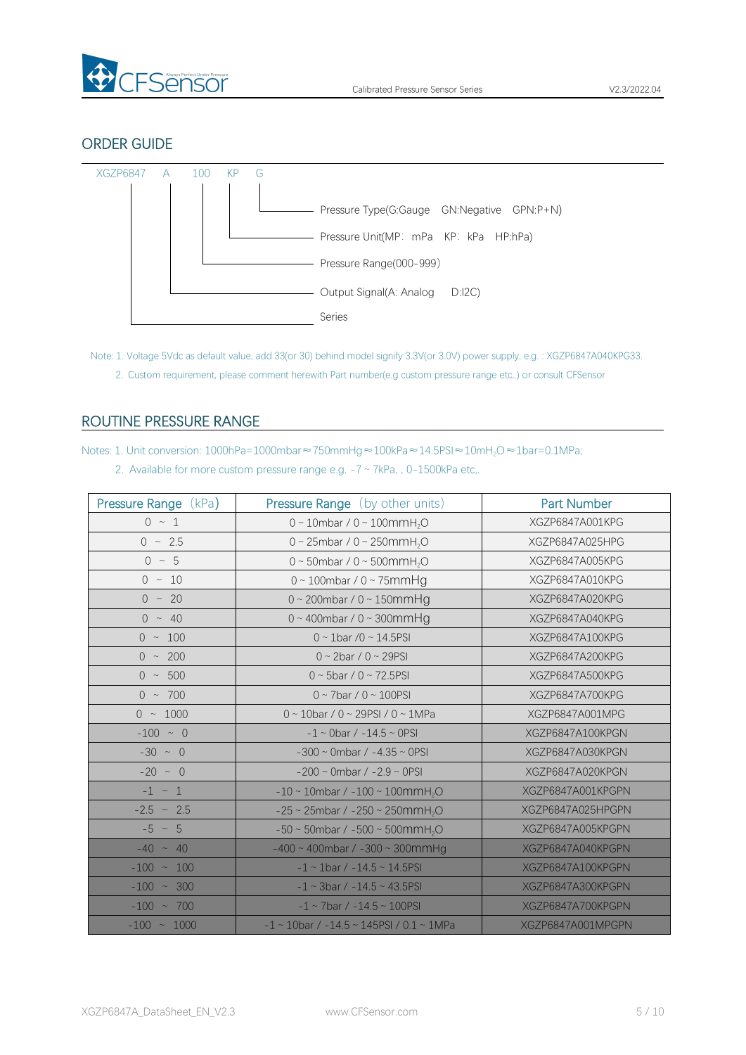## ORDER GUIDE

XGZP6847 A 100 KP G

- G — Pressure Type(G:Gauge GN:Negative GPN:P+N)
- KP — Pressure Unit(MP: mPa KP: kPa HP:hPa)
- 100 — Pressure Range(000-999)
- A — Output Signal(A: Analog D:I2C)
- XGZP6847 — Series

Note: 1. Voltage 5Vdc as default value, add 33(or 30) behind model signify 3.3V(or 3.0V) power supply, e.g. : XGZP6847A040KPG33.

2. Custom requirement, please comment herewith Part number(e.g custom pressure range etc,.) or consult CFSensor

## ROUTINE PRESSURE RANGE

Notes: 1. Unit conversion: 1000hPa=1000mbar≈750mmHg≈100kPa≈14.5PSI≈10m$H_2O$≈1bar=0.1MPa;

2. Available for more custom pressure range e.g. -7 ~ 7kPa, , 0-1500kPa etc,.

| Pressure Range (kPa) | Pressure Range (by other units) | Part Number |
|---|---|---|
| 0 ~ 1 | 0 ~ 10mbar / 0 ~ 100mm$H_2O$ | XGZP6847A001KPG |
| 0 ~ 2.5 | 0 ~ 25mbar / 0 ~ 250mm$H_2O$ | XGZP6847A025HPG |
| 0 ~ 5 | 0 ~ 50mbar / 0 ~ 500mm$H_2O$ | XGZP6847A005KPG |
| 0 ~ 10 | 0 ~ 100mbar / 0 ~ 75mmHg | XGZP6847A010KPG |
| 0 ~ 20 | 0 ~ 200mbar / 0 ~ 150mmHg | XGZP6847A020KPG |
| 0 ~ 40 | 0 ~ 400mbar / 0 ~ 300mmHg | XGZP6847A040KPG |
| 0 ~ 100 | 0 ~ 1bar /0 ~ 14.5PSI | XGZP6847A100KPG |
| 0 ~ 200 | 0 ~ 2bar / 0 ~ 29PSI | XGZP6847A200KPG |
| 0 ~ 500 | 0 ~ 5bar / 0 ~ 72.5PSI | XGZP6847A500KPG |
| 0 ~ 700 | 0 ~ 7bar / 0 ~ 100PSI | XGZP6847A700KPG |
| 0 ~ 1000 | 0 ~ 10bar / 0 ~ 29PSI / 0 ~ 1MPa | XGZP6847A001MPG |
| -100 ~ 0 | -1 ~ 0bar / -14.5 ~ 0PSI | XGZP6847A100KPGN |
| -30 ~ 0 | -300 ~ 0mbar / -4.35 ~ 0PSI | XGZP6847A030KPGN |
| -20 ~ 0 | -200 ~ 0mbar / -2.9 ~ 0PSI | XGZP6847A020KPGN |
| -1 ~ 1 | -10 ~ 10mbar / -100 ~ 100mm$H_2O$ | XGZP6847A001KPGPN |
| -2.5 ~ 2.5 | -25 ~ 25mbar / -250 ~ 250mm$H_2O$ | XGZP6847A025HPGPN |
| -5 ~ 5 | -50 ~ 50mbar / -500 ~ 500mm$H_2O$ | XGZP6847A005KPGPN |
| -40 ~ 40 | -400 ~ 400mbar / -300 ~ 300mmHg | XGZP6847A040KPGPN |
| -100 ~ 100 | -1 ~ 1bar / -14.5 ~ 14.5PSI | XGZP6847A100KPGPN |
| -100 ~ 300 | -1 ~ 3bar / -14.5 ~ 43.5PSI | XGZP6847A300KPGPN |
| -100 ~ 700 | -1 ~ 7bar / -14.5 ~ 100PSI | XGZP6847A700KPGPN |
| -100 ~ 1000 | -1 ~ 10bar / -14.5 ~ 145PSI / 0.1 ~ 1MPa | XGZP6847A001MPGPN |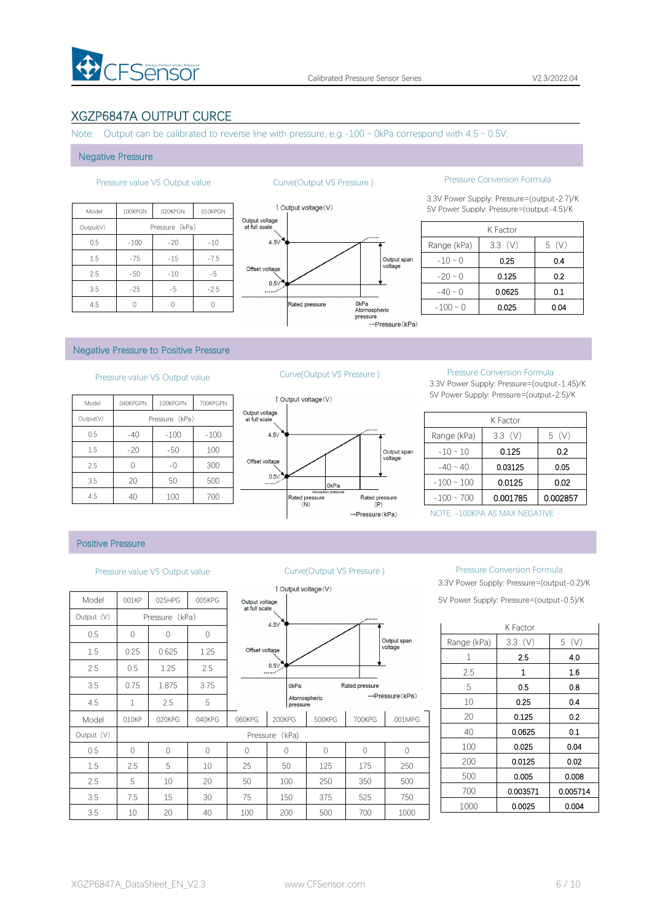## XGZP6847A OUTPUT CURCE

Note: Output can be calibrated to reverse line with pressure, e.g.-100 ~ 0kPa correspond with 4.5 ~ 0.5V;

### Negative Pressure

Pressure value VS Output value

| Model | 100KPGN | 020KPGN | 010KPGN |
|---|---|---|---|
| Output(V) | Pressure (kPa) | | |
| 0.5 | -100 | -20 | -10 |
| 1.5 | -75 | -15 | -7.5 |
| 2.5 | -50 | -10 | -5 |
| 3.5 | -25 | -5 | -2.5 |
| 4.5 | 0 | 0 | 0 |

Curve(Output VS Pressure )

Pressure Conversion Formula

3.3V Power Supply: Pressure=(output-2.7)/K
5V Power Supply: Pressure=(output-4.5)/K

| K Factor | | |
|---|---|---|
| Range (kPa) | 3.3 (V) | 5 (V) |
| -10 ~ 0 | 0.25 | 0.4 |
| -20 ~ 0 | 0.125 | 0.2 |
| -40 ~ 0 | 0.0625 | 0.1 |
| -100 ~ 0 | 0.025 | 0.04 |

### Negative Pressure to Positive Pressure

Pressure value VS Output value

| Model | 040KPGPN | 100KPGPN | 700KPGPN |
|---|---|---|---|
| Output(V) | Pressure (kPa) | | |
| 0.5 | -40 | -100 | -100 |
| 1.5 | -20 | -50 | 100 |
| 2.5 | 0 | -0 | 300 |
| 3.5 | 20 | 50 | 500 |
| 4.5 | 40 | 100 | 700 |

Curve(Output VS Pressure )

Pressure Conversion Formula

3.3V Power Supply: Pressure=(output-1.45)/K
5V Power Supply: Pressure=(output-2.5)/K

| K Factor | | |
|---|---|---|
| Range (kPa) | 3.3 (V) | 5 (V) |
| -10 ~ 10 | 0.125 | 0.2 |
| -40 ~ 40 | 0.03125 | 0.05 |
| -100 ~ 100 | 0.0125 | 0.02 |
| -100 ~ 700 | 0.001785 | 0.002857 |

NOTE: -100KPA AS MAX NEGATIVE

### Positive Pressure

Pressure value VS Output value

| Model | 001KP | 025HPG | 005KPG |
|---|---|---|---|
| Output (V) | Pressure (kPa) | | |
| 0.5 | 0 | 0 | 0 |
| 1.5 | 0.25 | 0.625 | 1.25 |
| 2.5 | 0.5 | 1.25 | 2.5 |
| 3.5 | 0.75 | 1.875 | 3.75 |
| 4.5 | 1 | 2.5 | 5 |

| Model | 010KP | 020KPG | 040KPG | 060KPG | 200KPG | 500KPG | 700KPG | 001MPG |
|---|---|---|---|---|---|---|---|---|
| Output (V) | Pressure (kPa) | | | | | | | |
| 0.5 | 0 | 0 | 0 | 0 | 0 | 0 | 0 | 0 |
| 1.5 | 2.5 | 5 | 10 | 25 | 50 | 125 | 175 | 250 |
| 2.5 | 5 | 10 | 20 | 50 | 100 | 250 | 350 | 500 |
| 3.5 | 7.5 | 15 | 30 | 75 | 150 | 375 | 525 | 750 |
| 3.5 | 10 | 20 | 40 | 100 | 200 | 500 | 700 | 1000 |

Curve(Output VS Pressure )

Pressure Conversion Formula

3.3V Power Supply: Pressure=(output-0.2)/K

5V Power Supply: Pressure=(output-0.5)/K

| K Factor | | |
|---|---|---|
| Range (kPa) | 3.3 (V) | 5 (V) |
| 1 | 2.5 | 4.0 |
| 2.5 | 1 | 1.6 |
| 5 | 0.5 | 0.8 |
| 10 | 0.25 | 0.4 |
| 20 | 0.125 | 0.2 |
| 40 | 0.0625 | 0.1 |
| 100 | 0.025 | 0.04 |
| 200 | 0.0125 | 0.02 |
| 500 | 0.005 | 0.008 |
| 700 | 0.003571 | 0.005714 |
| 1000 | 0.0025 | 0.004 |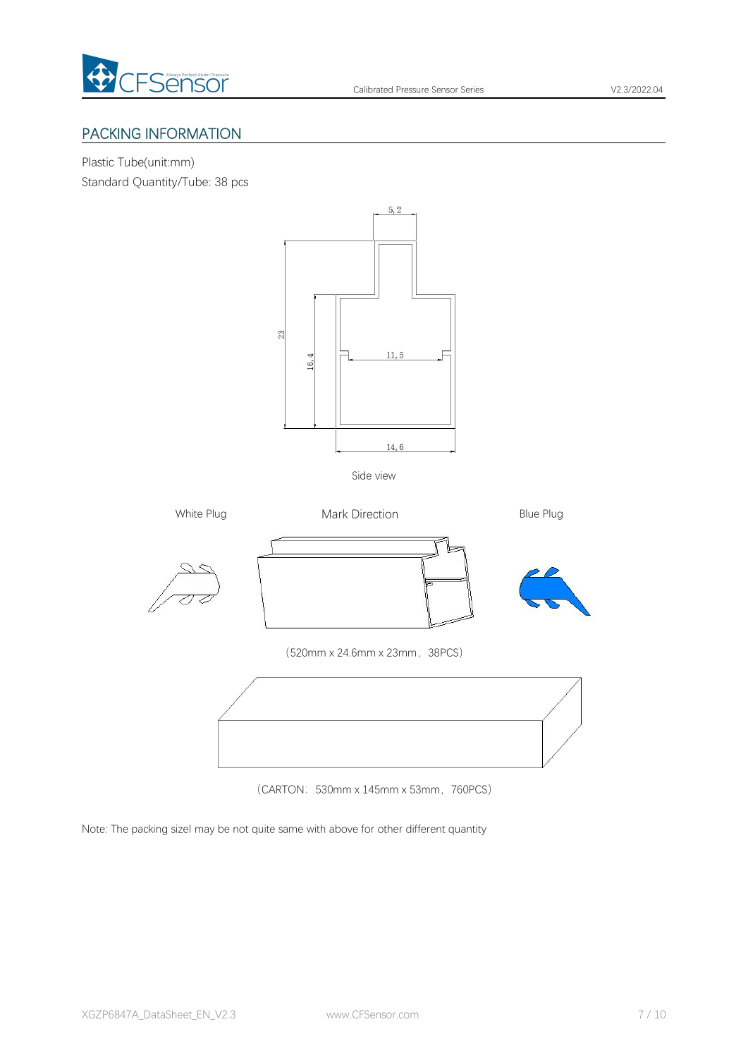## PACKING INFORMATION

Plastic Tube(unit:mm)

Standard Quantity/Tube: 38 pcs

5,2

23

16,4

11,5

14,6

Side view

White Plug

Mark Direction

Blue Plug

（520mm x 24.6mm x 23mm，38PCS）

（CARTON：530mm x 145mm x 53mm，760PCS）

Note: The packing sizel may be not quite same with above for other different quantity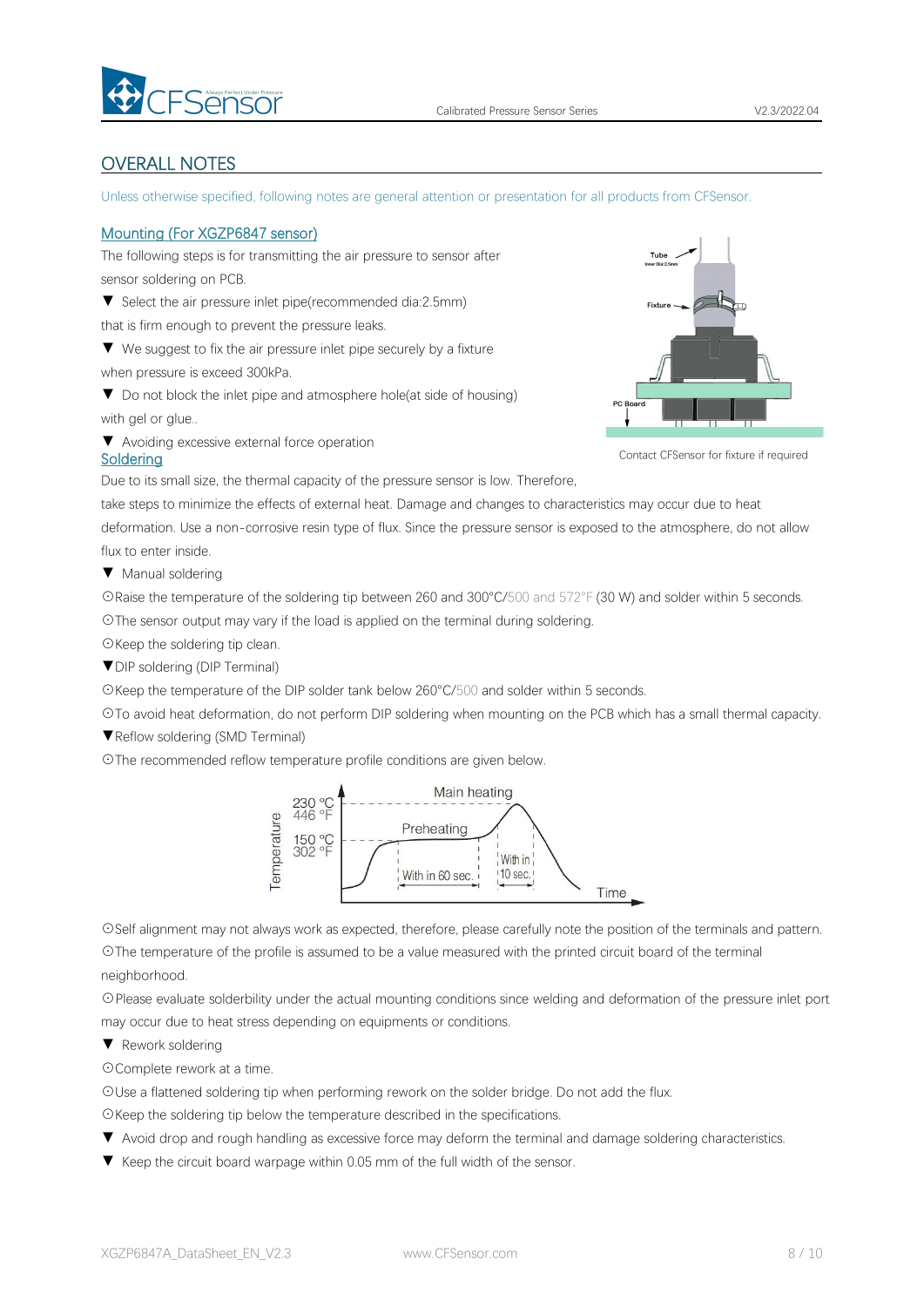## OVERALL NOTES

Unless otherwise specified, following notes are general attention or presentation for all products from CFSensor.

### Mounting (For XGZP6847 sensor)

The following steps is for transmitting the air pressure to sensor after sensor soldering on PCB.

▼ Select the air pressure inlet pipe(recommended dia:2.5mm) that is firm enough to prevent the pressure leaks.

▼ We suggest to fix the air pressure inlet pipe securely by a fixture when pressure is exceed 300kPa.

▼ Do not block the inlet pipe and atmosphere hole(at side of housing) with gel or glue..

▼ Avoiding excessive external force operation

Contact CFSensor for fixture if required

### Soldering

Due to its small size, the thermal capacity of the pressure sensor is low. Therefore, take steps to minimize the effects of external heat. Damage and changes to characteristics may occur due to heat deformation. Use a non-corrosive resin type of flux. Since the pressure sensor is exposed to the atmosphere, do not allow flux to enter inside.

▼ Manual soldering

⊙Raise the temperature of the soldering tip between 260 and 300°C/500 and 572°F (30 W) and solder within 5 seconds.

⊙The sensor output may vary if the load is applied on the terminal during soldering.

⊙Keep the soldering tip clean.

▼DIP soldering (DIP Terminal)

⊙Keep the temperature of the DIP solder tank below 260°C/500 and solder within 5 seconds.

⊙To avoid heat deformation, do not perform DIP soldering when mounting on the PCB which has a small thermal capacity.

▼Reflow soldering (SMD Terminal)

⊙The recommended reflow temperature profile conditions are given below.

⊙Self alignment may not always work as expected, therefore, please carefully note the position of the terminals and pattern.

⊙The temperature of the profile is assumed to be a value measured with the printed circuit board of the terminal neighborhood.

⊙Please evaluate solderbility under the actual mounting conditions since welding and deformation of the pressure inlet port may occur due to heat stress depending on equipments or conditions.

▼ Rework soldering

⊙Complete rework at a time.

⊙Use a flattened soldering tip when performing rework on the solder bridge. Do not add the flux.

⊙Keep the soldering tip below the temperature described in the specifications.

▼ Avoid drop and rough handling as excessive force may deform the terminal and damage soldering characteristics.

▼ Keep the circuit board warpage within 0.05 mm of the full width of the sensor.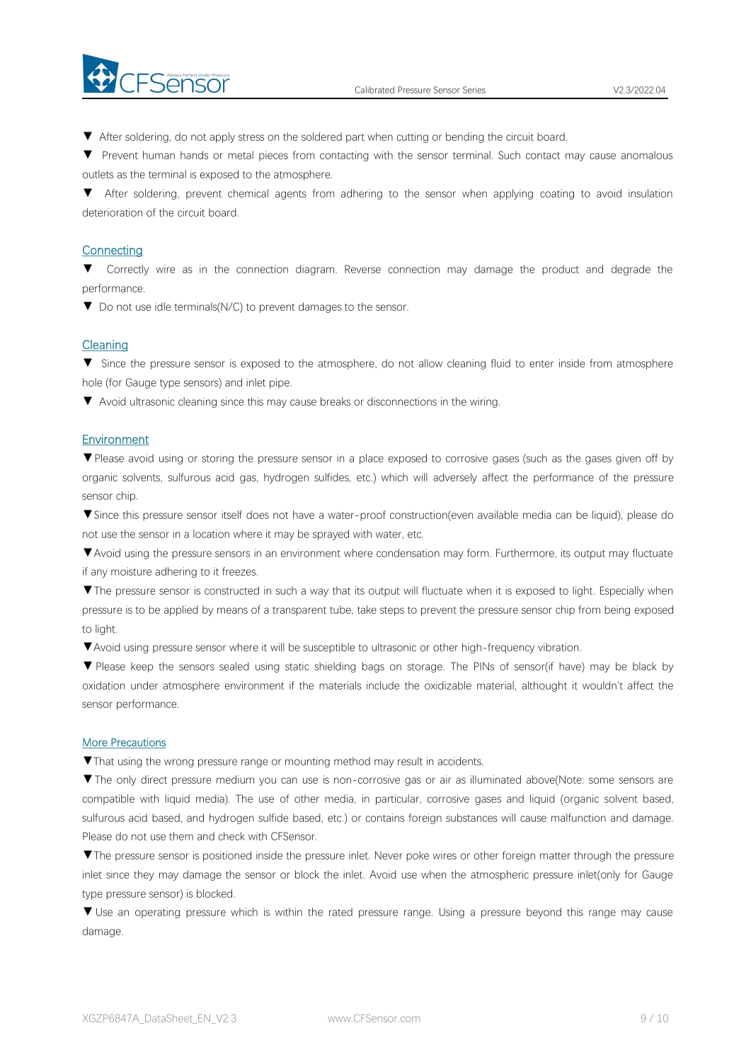▼ After soldering, do not apply stress on the soldered part when cutting or bending the circuit board.

▼ Prevent human hands or metal pieces from contacting with the sensor terminal. Such contact may cause anomalous outlets as the terminal is exposed to the atmosphere.

▼ After soldering, prevent chemical agents from adhering to the sensor when applying coating to avoid insulation deterioration of the circuit board.

## Connecting

▼ Correctly wire as in the connection diagram. Reverse connection may damage the product and degrade the performance.

▼ Do not use idle terminals(N/C) to prevent damages to the sensor.

## Cleaning

▼ Since the pressure sensor is exposed to the atmosphere, do not allow cleaning fluid to enter inside from atmosphere hole (for Gauge type sensors) and inlet pipe.

▼ Avoid ultrasonic cleaning since this may cause breaks or disconnections in the wiring.

## Environment

▼Please avoid using or storing the pressure sensor in a place exposed to corrosive gases (such as the gases given off by organic solvents, sulfurous acid gas, hydrogen sulfides, etc.) which will adversely affect the performance of the pressure sensor chip.

▼Since this pressure sensor itself does not have a water-proof construction(even available media can be liquid), please do not use the sensor in a location where it may be sprayed with water, etc.

▼Avoid using the pressure sensors in an environment where condensation may form. Furthermore, its output may fluctuate if any moisture adhering to it freezes.

▼The pressure sensor is constructed in such a way that its output will fluctuate when it is exposed to light. Especially when pressure is to be applied by means of a transparent tube, take steps to prevent the pressure sensor chip from being exposed to light.

▼Avoid using pressure sensor where it will be susceptible to ultrasonic or other high-frequency vibration.

▼ Please keep the sensors sealed using static shielding bags on storage. The PINs of sensor(if have) may be black by oxidation under atmosphere environment if the materials include the oxidizable material, althought it wouldn't affect the sensor performance.

## More Precautions

▼That using the wrong pressure range or mounting method may result in accidents.

▼The only direct pressure medium you can use is non-corrosive gas or air as illuminated above(Note: some sensors are compatible with liquid media). The use of other media, in particular, corrosive gases and liquid (organic solvent based, sulfurous acid based, and hydrogen sulfide based, etc.) or contains foreign substances will cause malfunction and damage. Please do not use them and check with CFSensor.

▼The pressure sensor is positioned inside the pressure inlet. Never poke wires or other foreign matter through the pressure inlet since they may damage the sensor or block the inlet. Avoid use when the atmospheric pressure inlet(only for Gauge type pressure sensor) is blocked.

▼ Use an operating pressure which is within the rated pressure range. Using a pressure beyond this range may cause damage.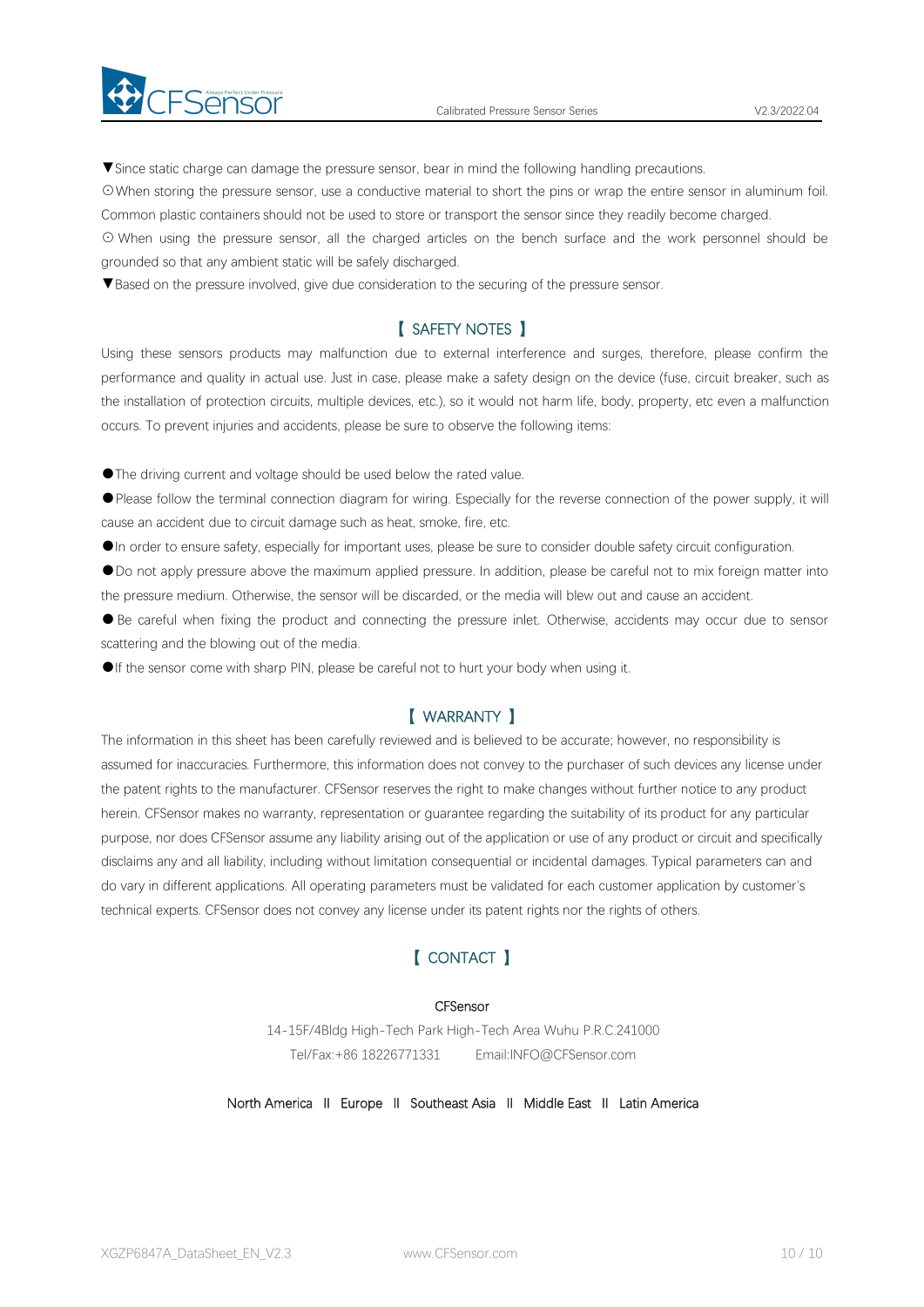▼Since static charge can damage the pressure sensor, bear in mind the following handling precautions.

⊙When storing the pressure sensor, use a conductive material to short the pins or wrap the entire sensor in aluminum foil. Common plastic containers should not be used to store or transport the sensor since they readily become charged.

⊙ When using the pressure sensor, all the charged articles on the bench surface and the work personnel should be grounded so that any ambient static will be safely discharged.

▼Based on the pressure involved, give due consideration to the securing of the pressure sensor.

## 【 SAFETY NOTES 】

Using these sensors products may malfunction due to external interference and surges, therefore, please confirm the performance and quality in actual use. Just in case, please make a safety design on the device (fuse, circuit breaker, such as the installation of protection circuits, multiple devices, etc.), so it would not harm life, body, property, etc even a malfunction occurs. To prevent injuries and accidents, please be sure to observe the following items:

●The driving current and voltage should be used below the rated value.

●Please follow the terminal connection diagram for wiring. Especially for the reverse connection of the power supply, it will cause an accident due to circuit damage such as heat, smoke, fire, etc.

●In order to ensure safety, especially for important uses, please be sure to consider double safety circuit configuration.

●Do not apply pressure above the maximum applied pressure. In addition, please be careful not to mix foreign matter into the pressure medium. Otherwise, the sensor will be discarded, or the media will blew out and cause an accident.

● Be careful when fixing the product and connecting the pressure inlet. Otherwise, accidents may occur due to sensor scattering and the blowing out of the media.

●If the sensor come with sharp PIN, please be careful not to hurt your body when using it.

## 【 WARRANTY 】

The information in this sheet has been carefully reviewed and is believed to be accurate; however, no responsibility is assumed for inaccuracies. Furthermore, this information does not convey to the purchaser of such devices any license under the patent rights to the manufacturer. CFSensor reserves the right to make changes without further notice to any product herein. CFSensor makes no warranty, representation or guarantee regarding the suitability of its product for any particular purpose, nor does CFSensor assume any liability arising out of the application or use of any product or circuit and specifically disclaims any and all liability, including without limitation consequential or incidental damages. Typical parameters can and do vary in different applications. All operating parameters must be validated for each customer application by customer's technical experts. CFSensor does not convey any license under its patent rights nor the rights of others.

## 【 CONTACT 】

CFSensor

14-15F/4Bldg High-Tech Park High-Tech Area Wuhu P.R.C.241000

Tel/Fax:+86 18226771331 Email:INFO@CFSensor.com

North America II Europe II Southeast Asia II Middle East II Latin America